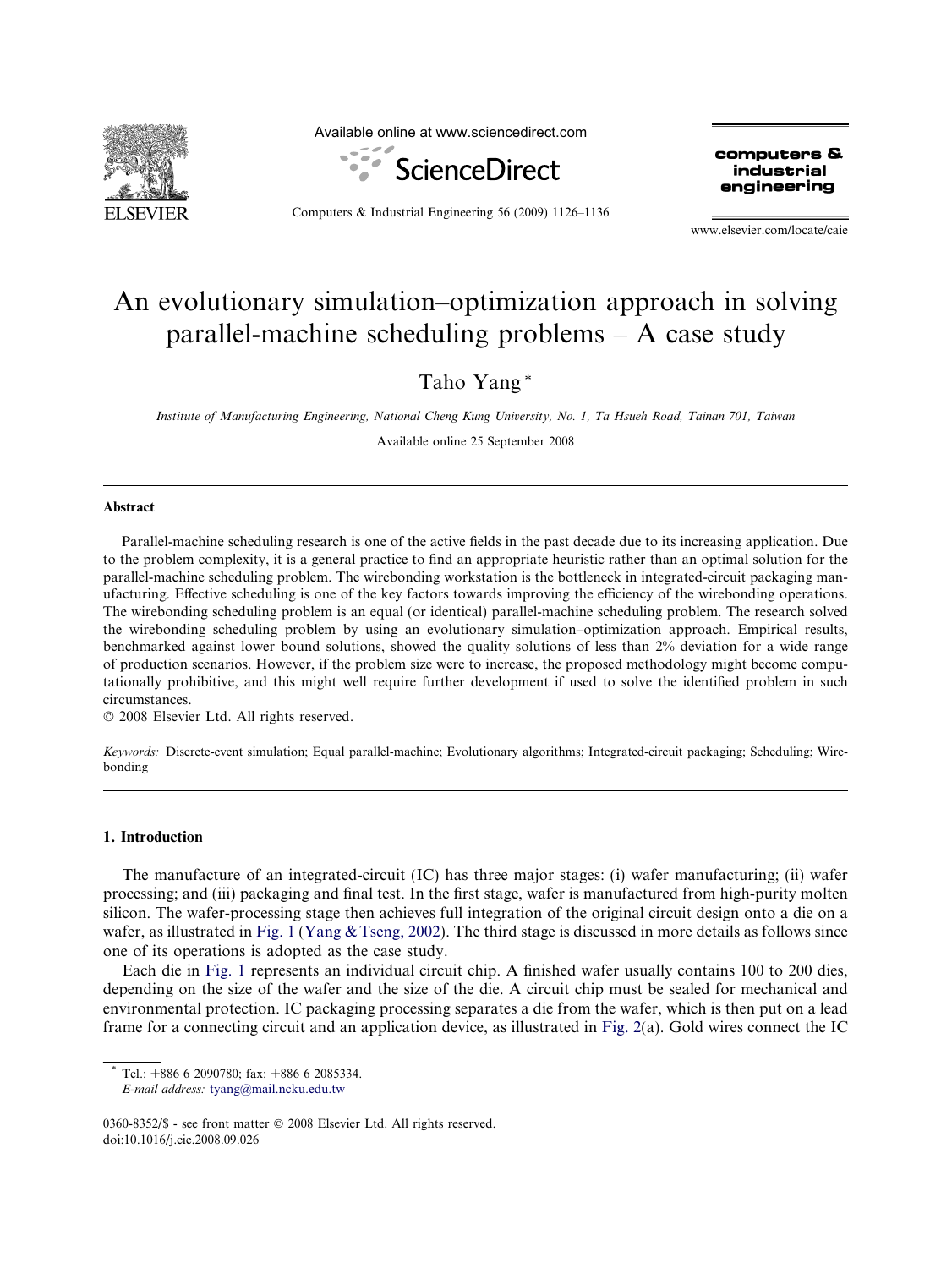# An evolutionary simulation–optimization approach in solving parallel-machine scheduling problems – A case study

Taho Yang *

*Institute of Manufacturing Engineering, National Cheng Kung University, No. 1, Ta Hsueh Road, Tainan 701, Taiwan*

Available online 25 September 2008

## Abstract

Parallel-machine scheduling research is one of the active fields in the past decade due to its increasing application. Due to the problem complexity, it is a general practice to find an appropriate heuristic rather than an optimal solution for the parallel-machine scheduling problem. The wirebonding workstation is the bottleneck in integrated-circuit packaging manufacturing. Effective scheduling is one of the key factors towards improving the efficiency of the wirebonding operations. The wirebonding scheduling problem is an equal (or identical) parallel-machine scheduling problem. The research solved the wirebonding scheduling problem by using an evolutionary simulation–optimization approach. Empirical results, benchmarked against lower bound solutions, showed the quality solutions of less than 2% deviation for a wide range of production scenarios. However, if the problem size were to increase, the proposed methodology might become computationally prohibitive, and this might well require further development if used to solve the identified problem in such circumstances.

© 2008 Elsevier Ltd. All rights reserved.

*Keywords:* Discrete-event simulation; Equal parallel-machine; Evolutionary algorithms; Integrated-circuit packaging; Scheduling; Wirebonding

## 1. Introduction

The manufacture of an integrated-circuit (IC) has three major stages: (i) wafer manufacturing; (ii) wafer processing; and (iii) packaging and final test. In the first stage, wafer is manufactured from high-purity molten silicon. The wafer-processing stage then achieves full integration of the original circuit design onto a die on a wafer, as illustrated in Fig. 1 (Yang & Tseng, 2002). The third stage is discussed in more details as follows since one of its operations is adopted as the case study.

Each die in Fig. 1 represents an individual circuit chip. A finished wafer usually contains 100 to 200 dies, depending on the size of the wafer and the size of the die. A circuit chip must be sealed for mechanical and environmental protection. IC packaging processing separates a die from the wafer, which is then put on a lead frame for a connecting circuit and an application device, as illustrated in Fig. 2(a). Gold wires connect the IC

* Tel.: +886 6 2090780; fax: +886 6 2085334.
*E-mail address:* tyang@mail.ncku.edu.tw

0360-8352/$ - see front matter © 2008 Elsevier Ltd. All rights reserved.
doi:10.1016/j.cie.2008.09.026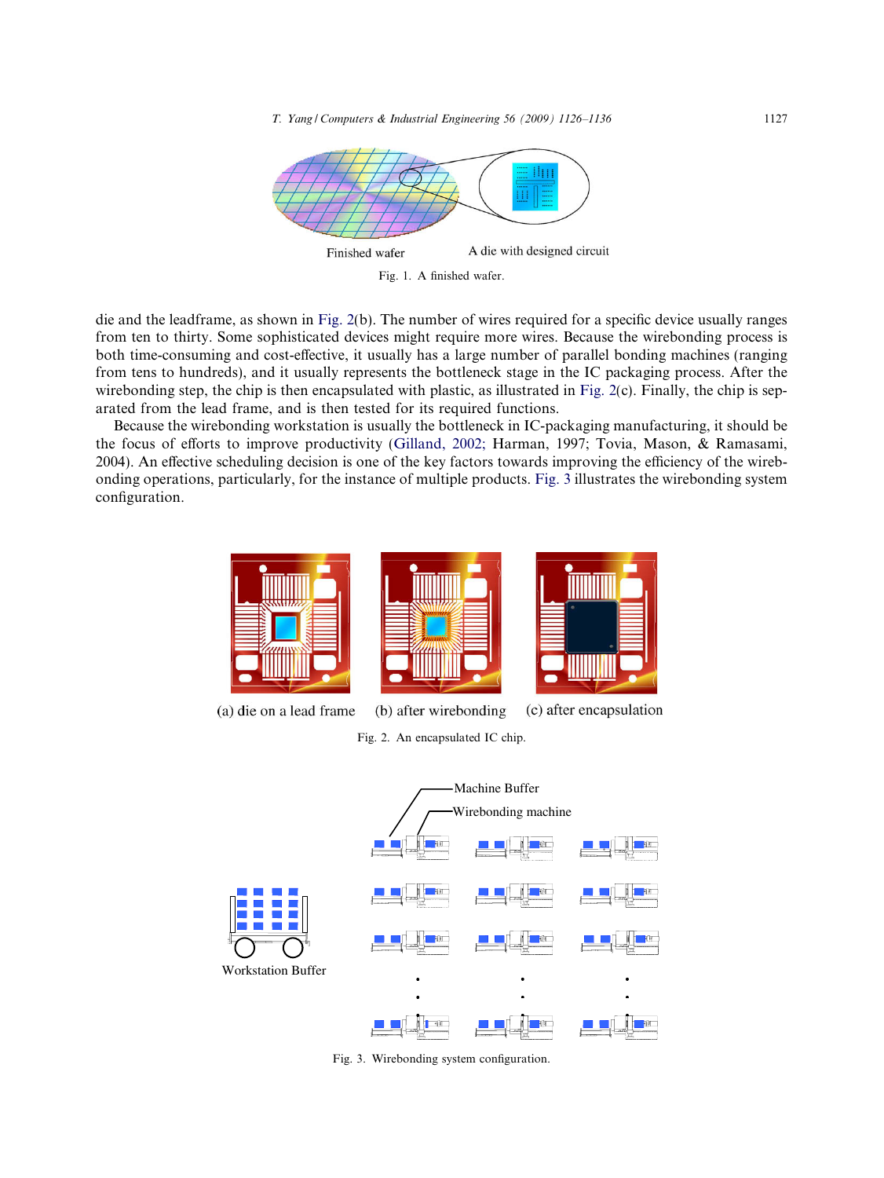Finished wafer A die with designed circuit

Fig. 1. A finished wafer.

die and the leadframe, as shown in Fig. 2(b). The number of wires required for a specific device usually ranges from ten to thirty. Some sophisticated devices might require more wires. Because the wirebonding process is both time-consuming and cost-effective, it usually has a large number of parallel bonding machines (ranging from tens to hundreds), and it usually represents the bottleneck stage in the IC packaging process. After the wirebonding step, the chip is then encapsulated with plastic, as illustrated in Fig. 2(c). Finally, the chip is separated from the lead frame, and is then tested for its required functions.

Because the wirebonding workstation is usually the bottleneck in IC-packaging manufacturing, it should be the focus of efforts to improve productivity (Gilland, 2002; Harman, 1997; Tovia, Mason, & Ramasami, 2004). An effective scheduling decision is one of the key factors towards improving the efficiency of the wirebonding operations, particularly, for the instance of multiple products. Fig. 3 illustrates the wirebonding system configuration.

(a) die on a lead frame (b) after wirebonding (c) after encapsulation

Fig. 2. An encapsulated IC chip.

Machine Buffer
Wirebonding machine
Workstation Buffer

Fig. 3. Wirebonding system configuration.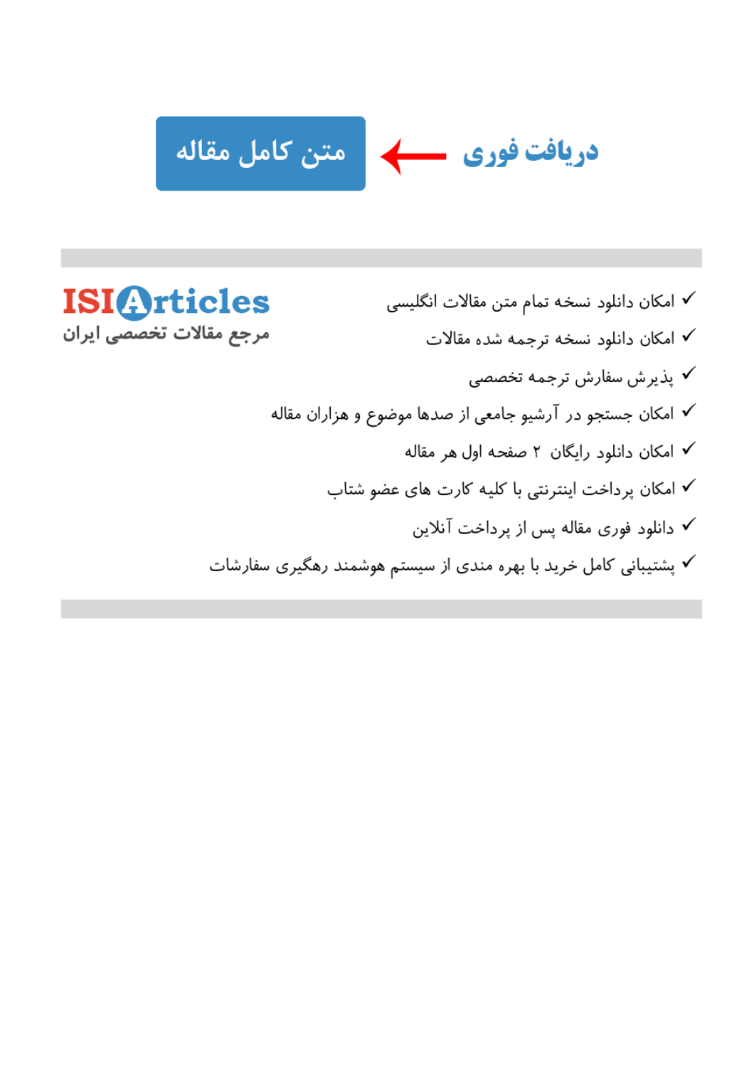دریافت فوری ← **متن کامل مقاله**

**ISIArticles**
مرجع مقالات تخصصی ایران

- ✓ امکان دانلود نسخه تمام متن مقالات انگلیسی
- ✓ امکان دانلود نسخه ترجمه شده مقالات
- ✓ پذیرش سفارش ترجمه تخصصی
- ✓ امکان جستجو در آرشیو جامعی از صدها موضوع و هزاران مقاله
- ✓ امکان دانلود رایگان ۲ صفحه اول هر مقاله
- ✓ امکان پرداخت اینترنتی با کلیه کارت های عضو شتاب
- ✓ دانلود فوری مقاله پس از پرداخت آنلاین
- ✓ پشتیبانی کامل خرید با بهره مندی از سیستم هوشمند رهگیری سفارشات